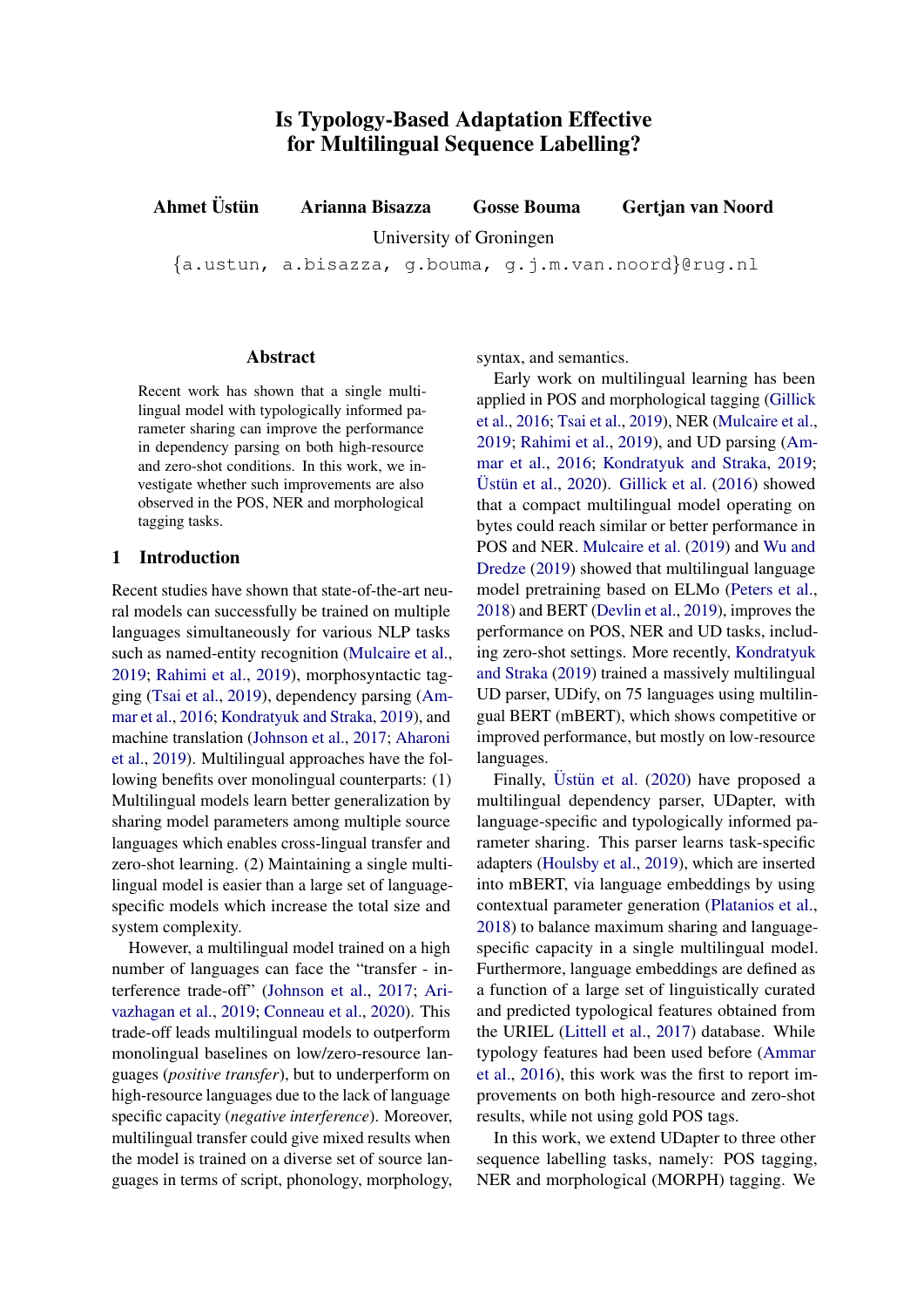# Is Typology-Based Adaptation Effective for Multilingual Sequence Labelling?

**Ahmet Üstün Arianna Bisazza Gosse Bouma Gertjan van Noord**

University of Groningen

{a.ustun, a.bisazza, g.bouma, g.j.m.van.noord}@rug.nl

## Abstract

Recent work has shown that a single multilingual model with typologically informed parameter sharing can improve the performance in dependency parsing on both high-resource and zero-shot conditions. In this work, we investigate whether such improvements are also observed in the POS, NER and morphological tagging tasks.

## 1 Introduction

Recent studies have shown that state-of-the-art neural models can successfully be trained on multiple languages simultaneously for various NLP tasks such as named-entity recognition (Mulcaire et al., 2019; Rahimi et al., 2019), morphosyntactic tagging (Tsai et al., 2019), dependency parsing (Ammar et al., 2016; Kondratyuk and Straka, 2019), and machine translation (Johnson et al., 2017; Aharoni et al., 2019). Multilingual approaches have the following benefits over monolingual counterparts: (1) Multilingual models learn better generalization by sharing model parameters among multiple source languages which enables cross-lingual transfer and zero-shot learning. (2) Maintaining a single multilingual model is easier than a large set of language-specific models which increase the total size and system complexity.

However, a multilingual model trained on a high number of languages can face the "transfer - interference trade-off" (Johnson et al., 2017; Arivazhagan et al., 2019; Conneau et al., 2020). This trade-off leads multilingual models to outperform monolingual baselines on low/zero-resource languages (*positive transfer*), but to underperform on high-resource languages due to the lack of language specific capacity (*negative interference*). Moreover, multilingual transfer could give mixed results when the model is trained on a diverse set of source languages in terms of script, phonology, morphology, syntax, and semantics.

Early work on multilingual learning has been applied in POS and morphological tagging (Gillick et al., 2016; Tsai et al., 2019), NER (Mulcaire et al., 2019; Rahimi et al., 2019), and UD parsing (Ammar et al., 2016; Kondratyuk and Straka, 2019; Üstün et al., 2020). Gillick et al. (2016) showed that a compact multilingual model operating on bytes could reach similar or better performance in POS and NER. Mulcaire et al. (2019) and Wu and Dredze (2019) showed that multilingual language model pretraining based on ELMo (Peters et al., 2018) and BERT (Devlin et al., 2019), improves the performance on POS, NER and UD tasks, including zero-shot settings. More recently, Kondratyuk and Straka (2019) trained a massively multilingual UD parser, UDify, on 75 languages using multilingual BERT (mBERT), which shows competitive or improved performance, but mostly on low-resource languages.

Finally, Üstün et al. (2020) have proposed a multilingual dependency parser, UDapter, with language-specific and typologically informed parameter sharing. This parser learns task-specific adapters (Houlsby et al., 2019), which are inserted into mBERT, via language embeddings by using contextual parameter generation (Platanios et al., 2018) to balance maximum sharing and language-specific capacity in a single multilingual model. Furthermore, language embeddings are defined as a function of a large set of linguistically curated and predicted typological features obtained from the URIEL (Littell et al., 2017) database. While typology features had been used before (Ammar et al., 2016), this work was the first to report improvements on both high-resource and zero-shot results, while not using gold POS tags.

In this work, we extend UDapter to three other sequence labelling tasks, namely: POS tagging, NER and morphological (MORPH) tagging. We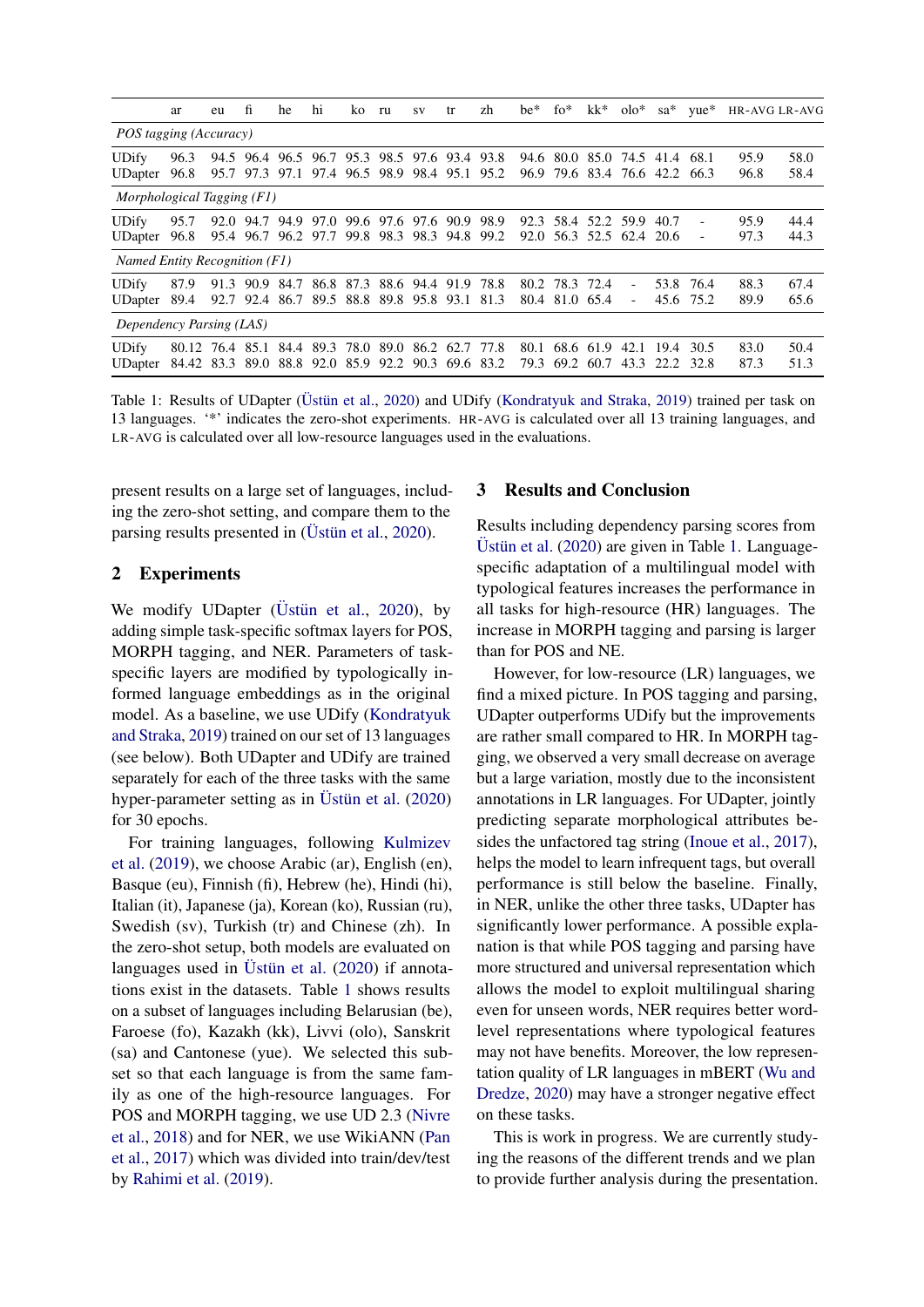| | ar | eu | fi | he | hi | ko | ru | sv | tr | zh | be* | fo* | kk* | olo* | sa* | yue* | HR-AVG | LR-AVG |
|---|---|---|---|---|---|---|---|---|---|---|---|---|---|---|---|---|---|---|
| *POS tagging (Accuracy)* | | | | | | | | | | | | | | | | | | |
| UDify | 96.3 | 94.5 | 96.4 | 96.5 | 96.7 | 95.3 | 98.5 | 97.6 | 93.4 | 93.8 | 94.6 | 80.0 | 85.0 | 74.5 | 41.4 | 68.1 | 95.9 | 58.0 |
| UDapter | 96.8 | 95.7 | 97.3 | 97.1 | 97.4 | 96.5 | 98.9 | 98.4 | 95.1 | 95.2 | 96.9 | 79.6 | 83.4 | 76.6 | 42.2 | 66.3 | 96.8 | 58.4 |
| *Morphological Tagging (F1)* | | | | | | | | | | | | | | | | | | |
| UDify | 95.7 | 92.0 | 94.7 | 94.9 | 97.0 | 99.6 | 97.6 | 97.6 | 90.9 | 98.9 | 92.3 | 58.4 | 52.2 | 59.9 | 40.7 | - | 95.9 | 44.4 |
| UDapter | 96.8 | 95.4 | 96.7 | 96.2 | 97.7 | 99.8 | 98.3 | 98.3 | 94.8 | 99.2 | 92.0 | 56.3 | 52.5 | 62.4 | 20.6 | - | 97.3 | 44.3 |
| *Named Entity Recognition (F1)* | | | | | | | | | | | | | | | | | | |
| UDify | 87.9 | 91.3 | 90.9 | 84.7 | 86.8 | 87.3 | 88.6 | 94.4 | 91.9 | 78.8 | 80.2 | 78.3 | 72.4 | - | 53.8 | 76.4 | 88.3 | 67.4 |
| UDapter | 89.4 | 92.7 | 92.4 | 86.7 | 89.5 | 88.8 | 89.8 | 95.8 | 93.1 | 81.3 | 80.4 | 81.0 | 65.4 | - | 45.6 | 75.2 | 89.9 | 65.6 |
| *Dependency Parsing (LAS)* | | | | | | | | | | | | | | | | | | |
| UDify | 80.12 | 76.4 | 85.1 | 84.4 | 89.3 | 78.0 | 89.0 | 86.2 | 62.7 | 77.8 | 80.1 | 68.6 | 61.9 | 42.1 | 19.4 | 30.5 | 83.0 | 50.4 |
| UDapter | 84.42 | 83.3 | 89.0 | 88.8 | 92.0 | 85.9 | 92.2 | 90.3 | 69.6 | 83.2 | 79.3 | 69.2 | 60.7 | 43.3 | 22.2 | 32.8 | 87.3 | 51.3 |

Table 1: Results of UDapter (Üstün et al., 2020) and UDify (Kondratyuk and Straka, 2019) trained per task on 13 languages. '*' indicates the zero-shot experiments. HR-AVG is calculated over all 13 training languages, and LR-AVG is calculated over all low-resource languages used in the evaluations.

present results on a large set of languages, including the zero-shot setting, and compare them to the parsing results presented in (Üstün et al., 2020).

## 2 Experiments

We modify UDapter (Üstün et al., 2020), by adding simple task-specific softmax layers for POS, MORPH tagging, and NER. Parameters of task-specific layers are modified by typologically informed language embeddings as in the original model. As a baseline, we use UDify (Kondratyuk and Straka, 2019) trained on our set of 13 languages (see below). Both UDapter and UDify are trained separately for each of the three tasks with the same hyper-parameter setting as in Üstün et al. (2020) for 30 epochs.

For training languages, following Kulmizev et al. (2019), we choose Arabic (ar), English (en), Basque (eu), Finnish (fi), Hebrew (he), Hindi (hi), Italian (it), Japanese (ja), Korean (ko), Russian (ru), Swedish (sv), Turkish (tr) and Chinese (zh). In the zero-shot setup, both models are evaluated on languages used in Üstün et al. (2020) if annotations exist in the datasets. Table 1 shows results on a subset of languages including Belarusian (be), Faroese (fo), Kazakh (kk), Livvi (olo), Sanskrit (sa) and Cantonese (yue). We selected this subset so that each language is from the same family as one of the high-resource languages. For POS and MORPH tagging, we use UD 2.3 (Nivre et al., 2018) and for NER, we use WikiANN (Pan et al., 2017) which was divided into train/dev/test by Rahimi et al. (2019).

## 3 Results and Conclusion

Results including dependency parsing scores from Üstün et al. (2020) are given in Table 1. Language-specific adaptation of a multilingual model with typological features increases the performance in all tasks for high-resource (HR) languages. The increase in MORPH tagging and parsing is larger than for POS and NE.

However, for low-resource (LR) languages, we find a mixed picture. In POS tagging and parsing, UDapter outperforms UDify but the improvements are rather small compared to HR. In MORPH tagging, we observed a very small decrease on average but a large variation, mostly due to the inconsistent annotations in LR languages. For UDapter, jointly predicting separate morphological attributes besides the unfactored tag string (Inoue et al., 2017), helps the model to learn infrequent tags, but overall performance is still below the baseline. Finally, in NER, unlike the other three tasks, UDapter has significantly lower performance. A possible explanation is that while POS tagging and parsing have more structured and universal representation which allows the model to exploit multilingual sharing even for unseen words, NER requires better word-level representations where typological features may not have benefits. Moreover, the low representation quality of LR languages in mBERT (Wu and Dredze, 2020) may have a stronger negative effect on these tasks.

This is work in progress. We are currently studying the reasons of the different trends and we plan to provide further analysis during the presentation.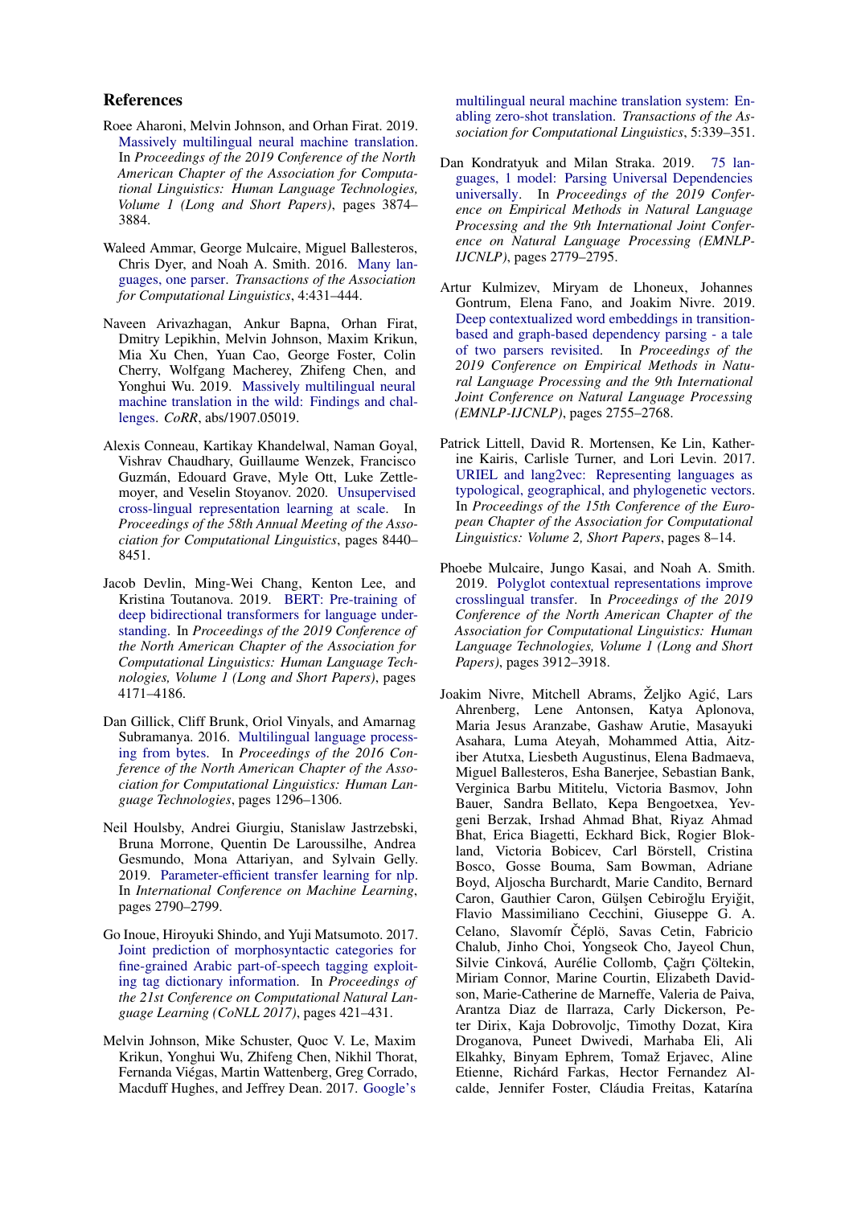## References

Roee Aharoni, Melvin Johnson, and Orhan Firat. 2019. Massively multilingual neural machine translation. In *Proceedings of the 2019 Conference of the North American Chapter of the Association for Computational Linguistics: Human Language Technologies, Volume 1 (Long and Short Papers)*, pages 3874–3884.

Waleed Ammar, George Mulcaire, Miguel Ballesteros, Chris Dyer, and Noah A. Smith. 2016. Many languages, one parser. *Transactions of the Association for Computational Linguistics*, 4:431–444.

Naveen Arivazhagan, Ankur Bapna, Orhan Firat, Dmitry Lepikhin, Melvin Johnson, Maxim Krikun, Mia Xu Chen, Yuan Cao, George Foster, Colin Cherry, Wolfgang Macherey, Zhifeng Chen, and Yonghui Wu. 2019. Massively multilingual neural machine translation in the wild: Findings and challenges. *CoRR*, abs/1907.05019.

Alexis Conneau, Kartikay Khandelwal, Naman Goyal, Vishrav Chaudhary, Guillaume Wenzek, Francisco Guzmán, Edouard Grave, Myle Ott, Luke Zettlemoyer, and Veselin Stoyanov. 2020. Unsupervised cross-lingual representation learning at scale. In *Proceedings of the 58th Annual Meeting of the Association for Computational Linguistics*, pages 8440–8451.

Jacob Devlin, Ming-Wei Chang, Kenton Lee, and Kristina Toutanova. 2019. BERT: Pre-training of deep bidirectional transformers for language understanding. In *Proceedings of the 2019 Conference of the North American Chapter of the Association for Computational Linguistics: Human Language Technologies, Volume 1 (Long and Short Papers)*, pages 4171–4186.

Dan Gillick, Cliff Brunk, Oriol Vinyals, and Amarnag Subramanya. 2016. Multilingual language processing from bytes. In *Proceedings of the 2016 Conference of the North American Chapter of the Association for Computational Linguistics: Human Language Technologies*, pages 1296–1306.

Neil Houlsby, Andrei Giurgiu, Stanislaw Jastrzebski, Bruna Morrone, Quentin De Laroussilhe, Andrea Gesmundo, Mona Attariyan, and Sylvain Gelly. 2019. Parameter-efficient transfer learning for nlp. In *International Conference on Machine Learning*, pages 2790–2799.

Go Inoue, Hiroyuki Shindo, and Yuji Matsumoto. 2017. Joint prediction of morphosyntactic categories for fine-grained Arabic part-of-speech tagging exploiting tag dictionary information. In *Proceedings of the 21st Conference on Computational Natural Language Learning (CoNLL 2017)*, pages 421–431.

Melvin Johnson, Mike Schuster, Quoc V. Le, Maxim Krikun, Yonghui Wu, Zhifeng Chen, Nikhil Thorat, Fernanda Viégas, Martin Wattenberg, Greg Corrado, Macduff Hughes, and Jeffrey Dean. 2017. Google's multilingual neural machine translation system: Enabling zero-shot translation. *Transactions of the Association for Computational Linguistics*, 5:339–351.

Dan Kondratyuk and Milan Straka. 2019. 75 languages, 1 model: Parsing Universal Dependencies universally. In *Proceedings of the 2019 Conference on Empirical Methods in Natural Language Processing and the 9th International Joint Conference on Natural Language Processing (EMNLP-IJCNLP)*, pages 2779–2795.

Artur Kulmizev, Miryam de Lhoneux, Johannes Gontrum, Elena Fano, and Joakim Nivre. 2019. Deep contextualized word embeddings in transition-based and graph-based dependency parsing - a tale of two parsers revisited. In *Proceedings of the 2019 Conference on Empirical Methods in Natural Language Processing and the 9th International Joint Conference on Natural Language Processing (EMNLP-IJCNLP)*, pages 2755–2768.

Patrick Littell, David R. Mortensen, Ke Lin, Katherine Kairis, Carlisle Turner, and Lori Levin. 2017. URIEL and lang2vec: Representing languages as typological, geographical, and phylogenetic vectors. In *Proceedings of the 15th Conference of the European Chapter of the Association for Computational Linguistics: Volume 2, Short Papers*, pages 8–14.

Phoebe Mulcaire, Jungo Kasai, and Noah A. Smith. 2019. Polyglot contextual representations improve crosslingual transfer. In *Proceedings of the 2019 Conference of the North American Chapter of the Association for Computational Linguistics: Human Language Technologies, Volume 1 (Long and Short Papers)*, pages 3912–3918.

Joakim Nivre, Mitchell Abrams, Željko Agić, Lars Ahrenberg, Lene Antonsen, Katya Aplonova, Maria Jesus Aranzabe, Gashaw Arutie, Masayuki Asahara, Luma Ateyah, Mohammed Attia, Aitziber Atutxa, Liesbeth Augustinus, Elena Badmaeva, Miguel Ballesteros, Esha Banerjee, Sebastian Bank, Verginica Barbu Mititelu, Victoria Basmov, John Bauer, Sandra Bellato, Kepa Bengoetxea, Yevgeni Berzak, Irshad Ahmad Bhat, Riyaz Ahmad Bhat, Erica Biagetti, Eckhard Bick, Rogier Blokland, Victoria Bobicev, Carl Börstell, Cristina Bosco, Gosse Bouma, Sam Bowman, Adriane Boyd, Aljoscha Burchardt, Marie Candito, Bernard Caron, Gauthier Caron, Gülşen Cebiroğlu Eryiğit, Flavio Massimiliano Cecchini, Giuseppe G. A. Celano, Slavomír Čéplö, Savas Cetin, Fabricio Chalub, Jinho Choi, Yongseok Cho, Jayeol Chun, Silvie Cinková, Aurélie Collomb, Çağrı Çöltekin, Miriam Connor, Marine Courtin, Elizabeth Davidson, Marie-Catherine de Marneffe, Valeria de Paiva, Arantza Diaz de Ilarraza, Carly Dickerson, Peter Dirix, Kaja Dobrovoljc, Timothy Dozat, Kira Droganova, Puneet Dwivedi, Marhaba Eli, Ali Elkahky, Binyam Ephrem, Tomaž Erjavec, Aline Etienne, Richárd Farkas, Hector Fernandez Alcalde, Jennifer Foster, Cláudia Freitas, Katarína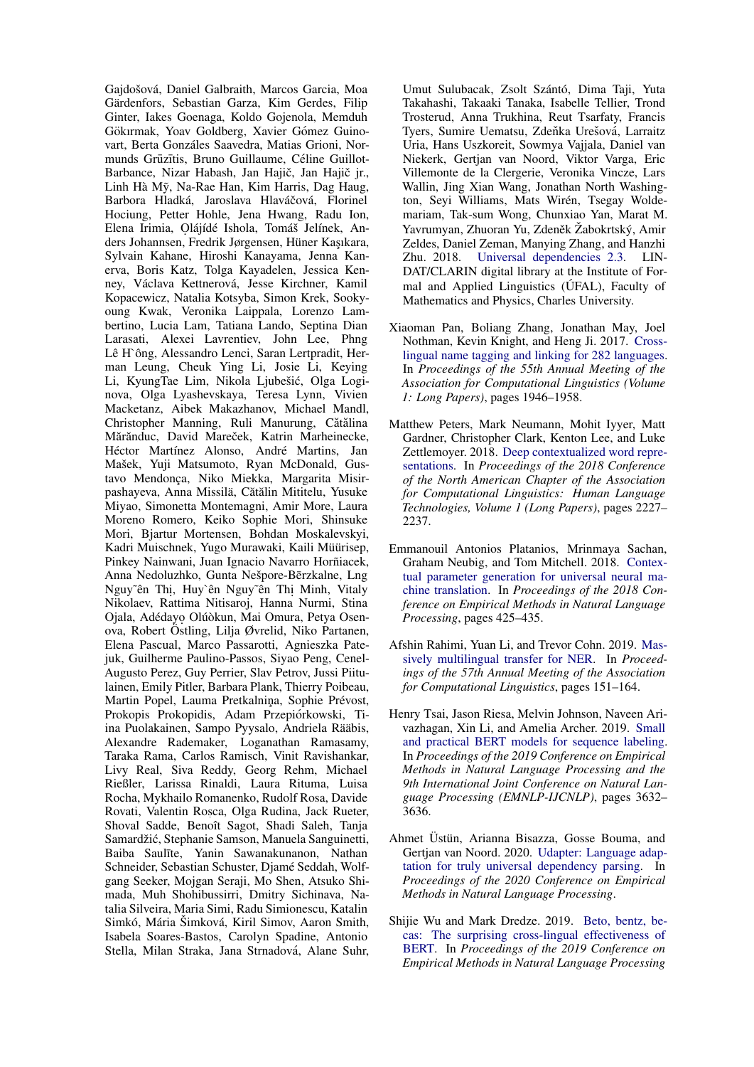Gajdošová, Daniel Galbraith, Marcos Garcia, Moa Gärdenfors, Sebastian Garza, Kim Gerdes, Filip Ginter, Iakes Goenaga, Koldo Gojenola, Memduh Gökırmak, Yoav Goldberg, Xavier Gómez Guinovart, Berta Gonzáles Saavedra, Matias Grioni, Normunds Grūzītis, Bruno Guillaume, Céline Guillot-Barbance, Nizar Habash, Jan Hajič, Jan Hajič jr., Linh Hà Mỹ, Na-Rae Han, Kim Harris, Dag Haug, Barbora Hladká, Jaroslava Hlaváčová, Florinel Hociung, Petter Hohle, Jena Hwang, Radu Ion, Elena Irimia, Ọlájídé Ishola, Tomáš Jelínek, Anders Johannsen, Fredrik Jørgensen, Hüner Kaşıkara, Sylvain Kahane, Hiroshi Kanayama, Jenna Kanerva, Boris Katz, Tolga Kayadelen, Jessica Kenney, Václava Kettnerová, Jesse Kirchner, Kamil Kopacewicz, Natalia Kotsyba, Simon Krek, Sookyoung Kwak, Veronika Laippala, Lorenzo Lambertino, Lucia Lam, Tatiana Lando, Septina Dian Larasati, Alexei Lavrentiev, John Lee, Phng Lê H`ông, Alessandro Lenci, Saran Lertpradit, Herman Leung, Cheuk Ying Li, Josie Li, Keying Li, KyungTae Lim, Nikola Ljubešić, Olga Loginova, Olga Lyashevskaya, Teresa Lynn, Vivien Macketanz, Aibek Makazhanov, Michael Mandl, Christopher Manning, Ruli Manurung, Cătălina Mărănduc, David Mareček, Katrin Marheinecke, Héctor Martínez Alonso, André Martins, Jan Mašek, Yuji Matsumoto, Ryan McDonald, Gustavo Mendonça, Niko Miekka, Margarita Misirpashayeva, Anna Missilä, Cătălin Mititelu, Yusuke Miyao, Simonetta Montemagni, Amir More, Laura Moreno Romero, Keiko Sophie Mori, Shinsuke Mori, Bjartur Mortensen, Bohdan Moskalevskyi, Kadri Muischnek, Yugo Murawaki, Kaili Müürisep, Pinkey Nainwani, Juan Ignacio Navarro Horñiacek, Anna Nedoluzhko, Gunta Nešpore-Bērzkalne, Lng Nguy˜ên Thị, Huy`ên Nguy˜ên Thị Minh, Vitaly Nikolaev, Rattima Nitisaroj, Hanna Nurmi, Stina Ojala, Adédayọ Olúòkun, Mai Omura, Petya Osenova, Robert Östling, Lilja Øvrelid, Niko Partanen, Elena Pascual, Marco Passarotti, Agnieszka Patejuk, Guilherme Paulino-Passos, Siyao Peng, Cenel-Augusto Perez, Guy Perrier, Slav Petrov, Jussi Piitulainen, Emily Pitler, Barbara Plank, Thierry Poibeau, Martin Popel, Lauma Pretkalniņa, Sophie Prévost, Prokopis Prokopidis, Adam Przepiórkowski, Tiina Puolakainen, Sampo Pyysalo, Andriela Rääbis, Alexandre Rademaker, Loganathan Ramasamy, Taraka Rama, Carlos Ramisch, Vinit Ravishankar, Livy Real, Siva Reddy, Georg Rehm, Michael Rießler, Larissa Rinaldi, Laura Rituma, Luisa Rocha, Mykhailo Romanenko, Rudolf Rosa, Davide Rovati, Valentin Roșca, Olga Rudina, Jack Rueter, Shoval Sadde, Benoît Sagot, Shadi Saleh, Tanja Samardžić, Stephanie Samson, Manuela Sanguinetti, Baiba Saulīte, Yanin Sawanakunanon, Nathan Schneider, Sebastian Schuster, Djamé Seddah, Wolfgang Seeker, Mojgan Seraji, Mo Shen, Atsuko Shimada, Muh Shohibussirri, Dmitry Sichinava, Natalia Silveira, Maria Simi, Radu Simionescu, Katalin Simkó, Mária Šimková, Kiril Simov, Aaron Smith, Isabela Soares-Bastos, Carolyn Spadine, Antonio Stella, Milan Straka, Jana Strnadová, Alane Suhr, Umut Sulubacak, Zsolt Szántó, Dima Taji, Yuta Takahashi, Takaaki Tanaka, Isabelle Tellier, Trond Trosterud, Anna Trukhina, Reut Tsarfaty, Francis Tyers, Sumire Uematsu, Zdeňka Urešová, Larraitz Uria, Hans Uszkoreit, Sowmya Vajjala, Daniel van Niekerk, Gertjan van Noord, Viktor Varga, Eric Villemonte de la Clergerie, Veronika Vincze, Lars Wallin, Jing Xian Wang, Jonathan North Washington, Seyi Williams, Mats Wirén, Tsegay Woldemariam, Tak-sum Wong, Chunxiao Yan, Marat M. Yavrumyan, Zhuoran Yu, Zdeněk Žabokrtský, Amir Zeldes, Daniel Zeman, Manying Zhang, and Hanzhi Zhu. 2018. Universal dependencies 2.3. LINDAT/CLARIN digital library at the Institute of Formal and Applied Linguistics (ÚFAL), Faculty of Mathematics and Physics, Charles University.

Xiaoman Pan, Boliang Zhang, Jonathan May, Joel Nothman, Kevin Knight, and Heng Ji. 2017. Cross-lingual name tagging and linking for 282 languages. In *Proceedings of the 55th Annual Meeting of the Association for Computational Linguistics (Volume 1: Long Papers)*, pages 1946–1958.

Matthew Peters, Mark Neumann, Mohit Iyyer, Matt Gardner, Christopher Clark, Kenton Lee, and Luke Zettlemoyer. 2018. Deep contextualized word representations. In *Proceedings of the 2018 Conference of the North American Chapter of the Association for Computational Linguistics: Human Language Technologies, Volume 1 (Long Papers)*, pages 2227–2237.

Emmanouil Antonios Platanios, Mrinmaya Sachan, Graham Neubig, and Tom Mitchell. 2018. Contextual parameter generation for universal neural machine translation. In *Proceedings of the 2018 Conference on Empirical Methods in Natural Language Processing*, pages 425–435.

Afshin Rahimi, Yuan Li, and Trevor Cohn. 2019. Massively multilingual transfer for NER. In *Proceedings of the 57th Annual Meeting of the Association for Computational Linguistics*, pages 151–164.

Henry Tsai, Jason Riesa, Melvin Johnson, Naveen Arivazhagan, Xin Li, and Amelia Archer. 2019. Small and practical BERT models for sequence labeling. In *Proceedings of the 2019 Conference on Empirical Methods in Natural Language Processing and the 9th International Joint Conference on Natural Language Processing (EMNLP-IJCNLP)*, pages 3632–3636.

Ahmet Üstün, Arianna Bisazza, Gosse Bouma, and Gertjan van Noord. 2020. Udapter: Language adaptation for truly universal dependency parsing. In *Proceedings of the 2020 Conference on Empirical Methods in Natural Language Processing*.

Shijie Wu and Mark Dredze. 2019. Beto, bentz, becas: The surprising cross-lingual effectiveness of BERT. In *Proceedings of the 2019 Conference on Empirical Methods in Natural Language Processing*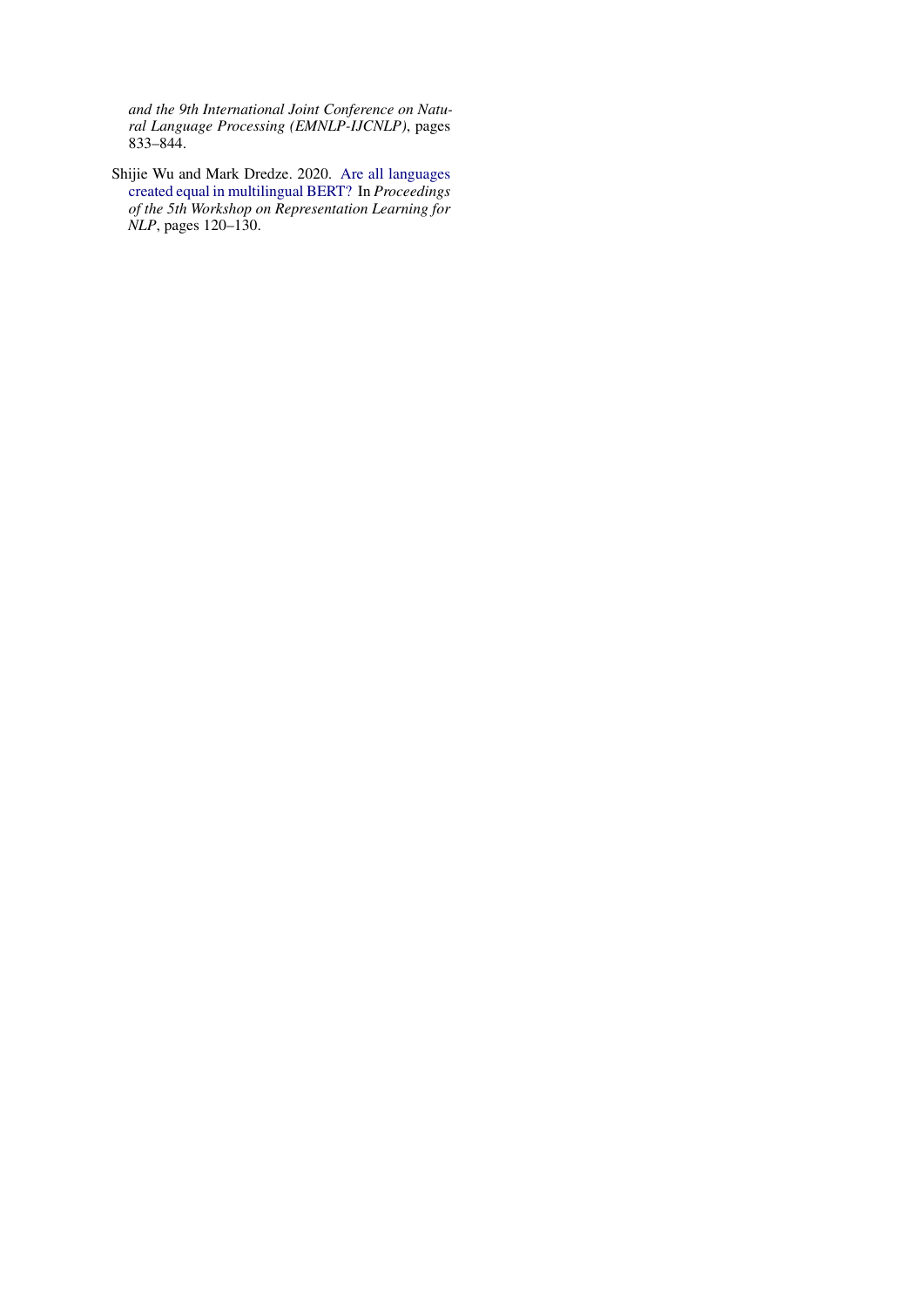*and the 9th International Joint Conference on Natural Language Processing (EMNLP-IJCNLP)*, pages 833–844.

Shijie Wu and Mark Dredze. 2020. Are all languages created equal in multilingual BERT? In *Proceedings of the 5th Workshop on Representation Learning for NLP*, pages 120–130.